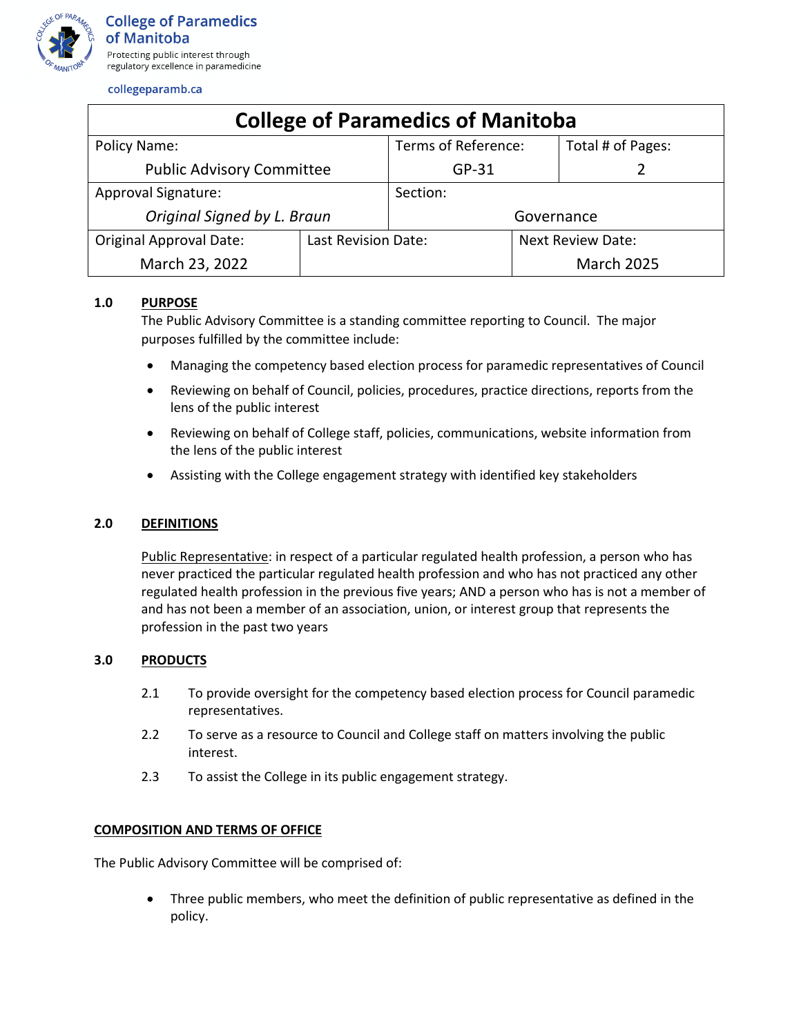College of Paramedics of Manitoba

Protecting public interest through regulatory excellence in paramedicine

collegeparamb.ca

# College of Paramedics of Manitoba

| Policy Name: | | Terms of Reference: | Total # of Pages: |
|---|---|---|---|
| Public Advisory Committee | | GP-31 | 2 |
| Approval Signature: | | Section: | |
| *Original Signed by L. Braun* | | Governance | |
| Original Approval Date: | Last Revision Date: | Next Review Date: | |
| March 23, 2022 | | March 2025 | |

## 1.0 PURPOSE

The Public Advisory Committee is a standing committee reporting to Council. The major purposes fulfilled by the committee include:

- Managing the competency based election process for paramedic representatives of Council
- Reviewing on behalf of Council, policies, procedures, practice directions, reports from the lens of the public interest
- Reviewing on behalf of College staff, policies, communications, website information from the lens of the public interest
- Assisting with the College engagement strategy with identified key stakeholders

## 2.0 DEFINITIONS

Public Representative: in respect of a particular regulated health profession, a person who has never practiced the particular regulated health profession and who has not practiced any other regulated health profession in the previous five years; AND a person who has is not a member of and has not been a member of an association, union, or interest group that represents the profession in the past two years

## 3.0 PRODUCTS

2.1 To provide oversight for the competency based election process for Council paramedic representatives.

2.2 To serve as a resource to Council and College staff on matters involving the public interest.

2.3 To assist the College in its public engagement strategy.

## COMPOSITION AND TERMS OF OFFICE

The Public Advisory Committee will be comprised of:

- Three public members, who meet the definition of public representative as defined in the policy.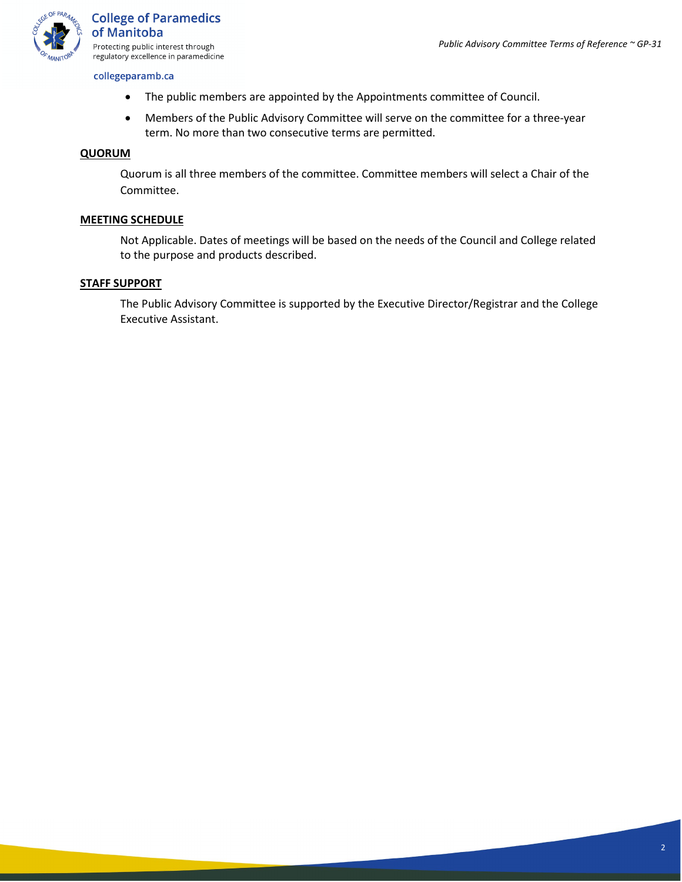- The public members are appointed by the Appointments committee of Council.
- Members of the Public Advisory Committee will serve on the committee for a three-year term. No more than two consecutive terms are permitted.

## QUORUM

Quorum is all three members of the committee. Committee members will select a Chair of the Committee.

## MEETING SCHEDULE

Not Applicable. Dates of meetings will be based on the needs of the Council and College related to the purpose and products described.

## STAFF SUPPORT

The Public Advisory Committee is supported by the Executive Director/Registrar and the College Executive Assistant.